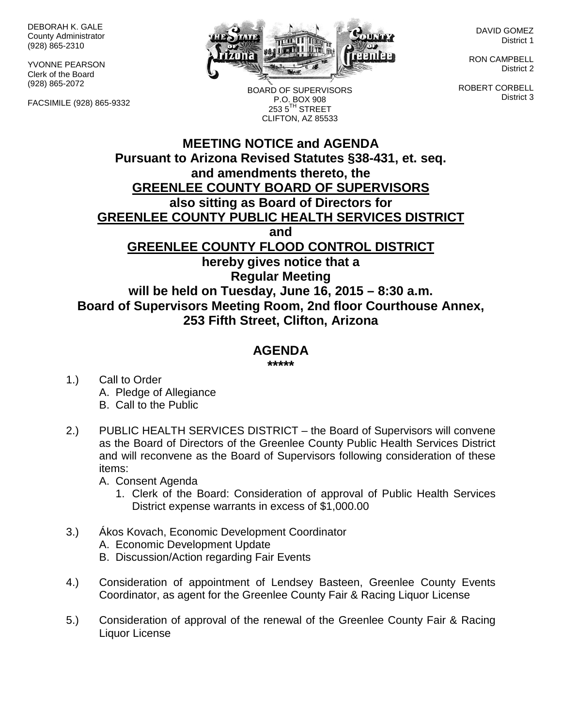DEBORAH K. GALE
County Administrator
(928) 865-2310

YVONNE PEARSON
Clerk of the Board
(928) 865-2072

FACSIMILE (928) 865-9332

BOARD OF SUPERVISORS
P.O. BOX 908
253 5TH STREET
CLIFTON, AZ 85533

DAVID GOMEZ
District 1

RON CAMPBELL
District 2

ROBERT CORBELL
District 3

**MEETING NOTICE and AGENDA**
**Pursuant to Arizona Revised Statutes §38-431, et. seq.**
**and amendments thereto, the**
**GREENLEE COUNTY BOARD OF SUPERVISORS**
**also sitting as Board of Directors for**
**GREENLEE COUNTY PUBLIC HEALTH SERVICES DISTRICT**
**and**
**GREENLEE COUNTY FLOOD CONTROL DISTRICT**
**hereby gives notice that a**
**Regular Meeting**
**will be held on Tuesday, June 16, 2015 – 8:30 a.m.**
**Board of Supervisors Meeting Room, 2nd floor Courthouse Annex,**
**253 Fifth Street, Clifton, Arizona**

## AGENDA

*****

1.) Call to Order
   A. Pledge of Allegiance
   B. Call to the Public

2.) PUBLIC HEALTH SERVICES DISTRICT – the Board of Supervisors will convene as the Board of Directors of the Greenlee County Public Health Services District and will reconvene as the Board of Supervisors following consideration of these items:
   A. Consent Agenda
      1. Clerk of the Board: Consideration of approval of Public Health Services District expense warrants in excess of $1,000.00

3.) Ákos Kovach, Economic Development Coordinator
   A. Economic Development Update
   B. Discussion/Action regarding Fair Events

4.) Consideration of appointment of Lendsey Basteen, Greenlee County Events Coordinator, as agent for the Greenlee County Fair & Racing Liquor License

5.) Consideration of approval of the renewal of the Greenlee County Fair & Racing Liquor License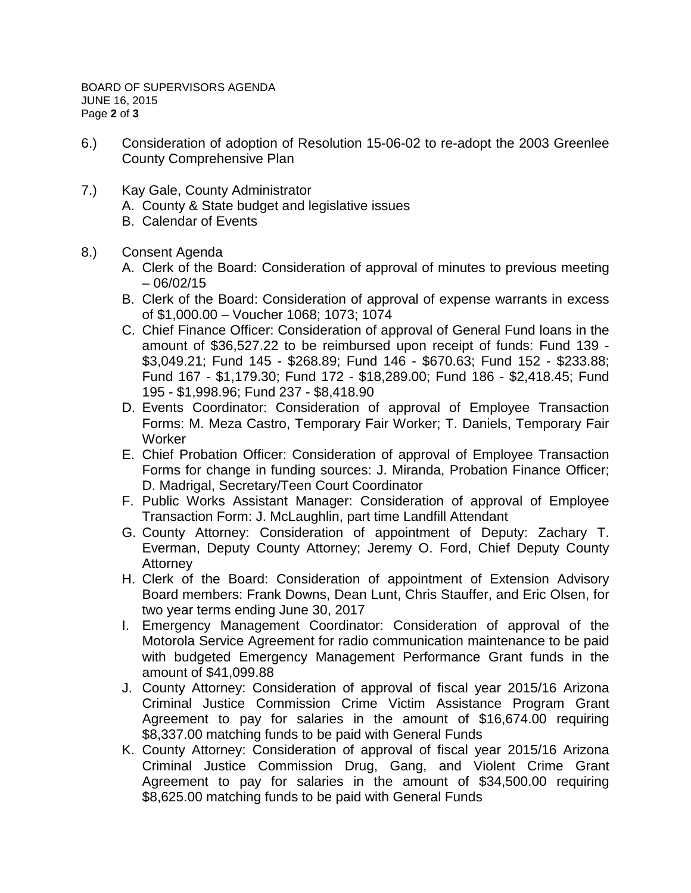6.) Consideration of adoption of Resolution 15-06-02 to re-adopt the 2003 Greenlee County Comprehensive Plan

7.) Kay Gale, County Administrator
   A. County & State budget and legislative issues
   B. Calendar of Events

8.) Consent Agenda
   A. Clerk of the Board: Consideration of approval of minutes to previous meeting – 06/02/15
   B. Clerk of the Board: Consideration of approval of expense warrants in excess of $1,000.00 – Voucher 1068; 1073; 1074
   C. Chief Finance Officer: Consideration of approval of General Fund loans in the amount of $36,527.22 to be reimbursed upon receipt of funds: Fund 139 - $3,049.21; Fund 145 - $268.89; Fund 146 - $670.63; Fund 152 - $233.88; Fund 167 - $1,179.30; Fund 172 - $18,289.00; Fund 186 - $2,418.45; Fund 195 - $1,998.96; Fund 237 - $8,418.90
   D. Events Coordinator: Consideration of approval of Employee Transaction Forms: M. Meza Castro, Temporary Fair Worker; T. Daniels, Temporary Fair Worker
   E. Chief Probation Officer: Consideration of approval of Employee Transaction Forms for change in funding sources: J. Miranda, Probation Finance Officer; D. Madrigal, Secretary/Teen Court Coordinator
   F. Public Works Assistant Manager: Consideration of approval of Employee Transaction Form: J. McLaughlin, part time Landfill Attendant
   G. County Attorney: Consideration of appointment of Deputy: Zachary T. Everman, Deputy County Attorney; Jeremy O. Ford, Chief Deputy County Attorney
   H. Clerk of the Board: Consideration of appointment of Extension Advisory Board members: Frank Downs, Dean Lunt, Chris Stauffer, and Eric Olsen, for two year terms ending June 30, 2017
   I. Emergency Management Coordinator: Consideration of approval of the Motorola Service Agreement for radio communication maintenance to be paid with budgeted Emergency Management Performance Grant funds in the amount of $41,099.88
   J. County Attorney: Consideration of approval of fiscal year 2015/16 Arizona Criminal Justice Commission Crime Victim Assistance Program Grant Agreement to pay for salaries in the amount of $16,674.00 requiring $8,337.00 matching funds to be paid with General Funds
   K. County Attorney: Consideration of approval of fiscal year 2015/16 Arizona Criminal Justice Commission Drug, Gang, and Violent Crime Grant Agreement to pay for salaries in the amount of $34,500.00 requiring $8,625.00 matching funds to be paid with General Funds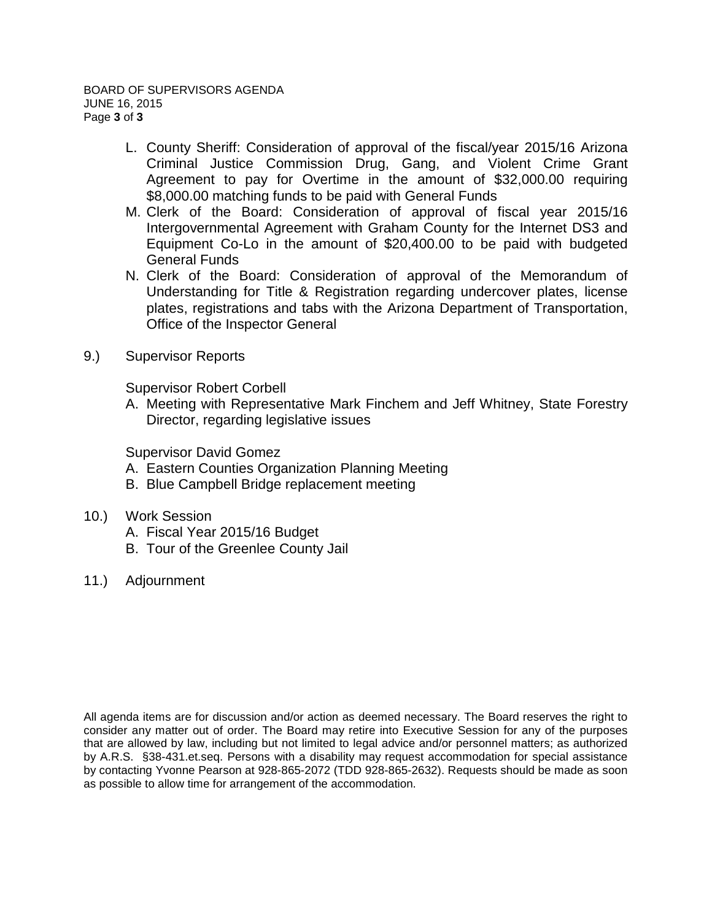L. County Sheriff: Consideration of approval of the fiscal/year 2015/16 Arizona Criminal Justice Commission Drug, Gang, and Violent Crime Grant Agreement to pay for Overtime in the amount of $32,000.00 requiring $8,000.00 matching funds to be paid with General Funds
M. Clerk of the Board: Consideration of approval of fiscal year 2015/16 Intergovernmental Agreement with Graham County for the Internet DS3 and Equipment Co-Lo in the amount of $20,400.00 to be paid with budgeted General Funds
N. Clerk of the Board: Consideration of approval of the Memorandum of Understanding for Title & Registration regarding undercover plates, license plates, registrations and tabs with the Arizona Department of Transportation, Office of the Inspector General

9.) Supervisor Reports

Supervisor Robert Corbell

A. Meeting with Representative Mark Finchem and Jeff Whitney, State Forestry Director, regarding legislative issues

Supervisor David Gomez

A. Eastern Counties Organization Planning Meeting
B. Blue Campbell Bridge replacement meeting

10.) Work Session

A. Fiscal Year 2015/16 Budget
B. Tour of the Greenlee County Jail

11.) Adjournment

All agenda items are for discussion and/or action as deemed necessary. The Board reserves the right to consider any matter out of order. The Board may retire into Executive Session for any of the purposes that are allowed by law, including but not limited to legal advice and/or personnel matters; as authorized by A.R.S. §38-431.et.seq. Persons with a disability may request accommodation for special assistance by contacting Yvonne Pearson at 928-865-2072 (TDD 928-865-2632). Requests should be made as soon as possible to allow time for arrangement of the accommodation.